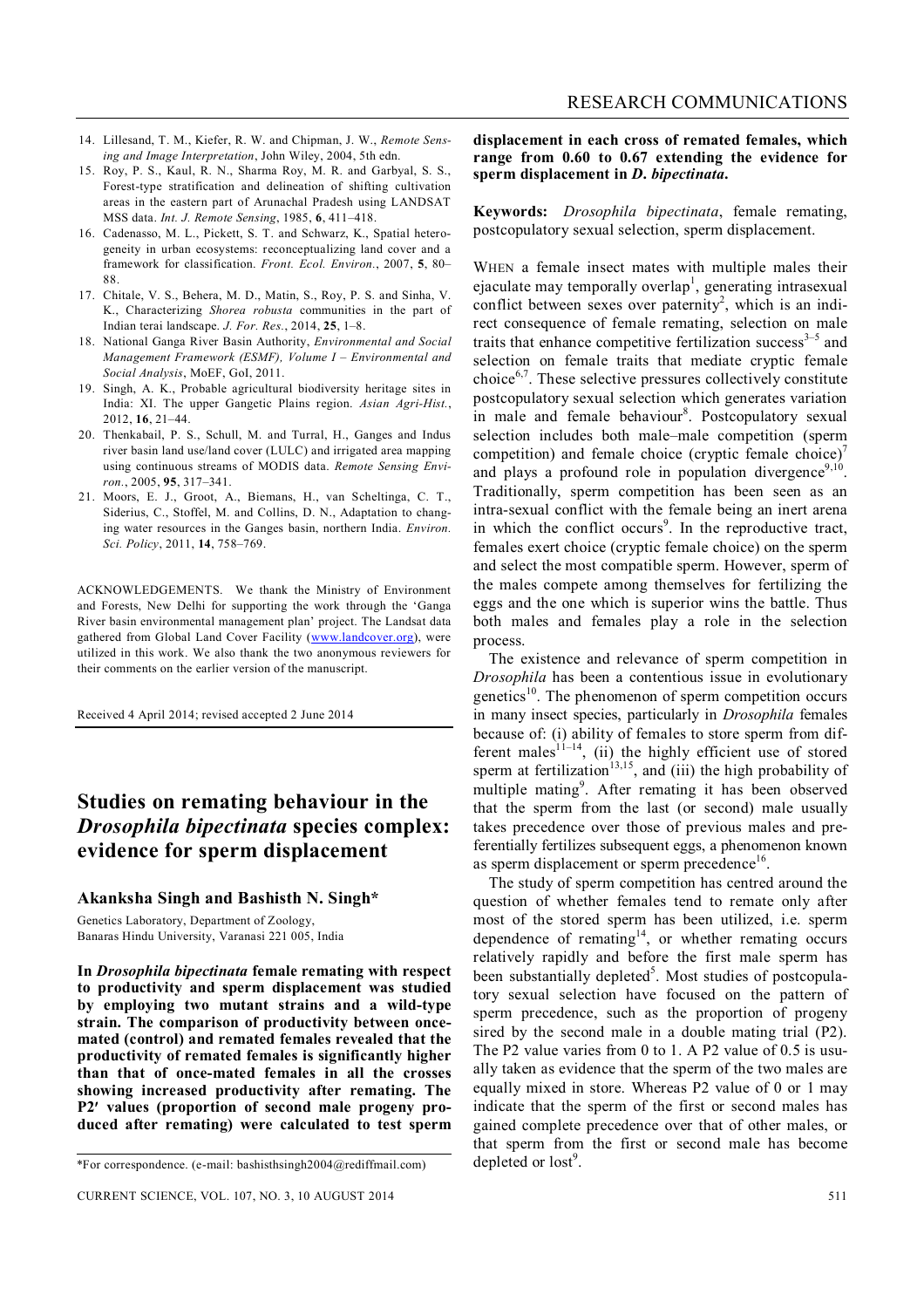14. Lillesand, T. M., Kiefer, R. W. and Chipman, J. W., *Remote Sensing and Image Interpretation*, John Wiley, 2004, 5th edn.
15. Roy, P. S., Kaul, R. N., Sharma Roy, M. R. and Garbyal, S. S., Forest-type stratification and delineation of shifting cultivation areas in the eastern part of Arunachal Pradesh using LANDSAT MSS data. *Int. J. Remote Sensing*, 1985, **6**, 411–418.
16. Cadenasso, M. L., Pickett, S. T. and Schwarz, K., Spatial heterogeneity in urban ecosystems: reconceptualizing land cover and a framework for classification. *Front. Ecol. Environ.*, 2007, **5**, 80–88.
17. Chitale, V. S., Behera, M. D., Matin, S., Roy, P. S. and Sinha, V. K., Characterizing *Shorea robusta* communities in the part of Indian terai landscape. *J. For. Res.*, 2014, **25**, 1–8.
18. National Ganga River Basin Authority, *Environmental and Social Management Framework (ESMF), Volume I – Environmental and Social Analysis*, MoEF, GoI, 2011.
19. Singh, A. K., Probable agricultural biodiversity heritage sites in India: XI. The upper Gangetic Plains region. *Asian Agri-Hist.*, 2012, **16**, 21–44.
20. Thenkabail, P. S., Schull, M. and Turral, H., Ganges and Indus river basin land use/land cover (LULC) and irrigated area mapping using continuous streams of MODIS data. *Remote Sensing Environ.*, 2005, **95**, 317–341.
21. Moors, E. J., Groot, A., Biemans, H., van Scheltinga, C. T., Siderius, C., Stoffel, M. and Collins, D. N., Adaptation to changing water resources in the Ganges basin, northern India. *Environ. Sci. Policy*, 2011, **14**, 758–769.

ACKNOWLEDGEMENTS. We thank the Ministry of Environment and Forests, New Delhi for supporting the work through the 'Ganga River basin environmental management plan' project. The Landsat data gathered from Global Land Cover Facility (www.landcover.org), were utilized in this work. We also thank the two anonymous reviewers for their comments on the earlier version of the manuscript.

Received 4 April 2014; revised accepted 2 June 2014

# Studies on remating behaviour in the *Drosophila bipectinata* species complex: evidence for sperm displacement

**Akanksha Singh and Bashisth N. Singh***

Genetics Laboratory, Department of Zoology, Banaras Hindu University, Varanasi 221 005, India

**In *Drosophila bipectinata* female remating with respect to productivity and sperm displacement was studied by employing two mutant strains and a wild-type strain. The comparison of productivity between once-mated (control) and remated females revealed that the productivity of remated females is significantly higher than that of once-mated females in all the crosses showing increased productivity after remating. The P2′ values (proportion of second male progeny produced after remating) were calculated to test sperm displacement in each cross of remated females, which range from 0.60 to 0.67 extending the evidence for sperm displacement in *D. bipectinata*.**

*For correspondence. (e-mail: bashisthsingh2004@rediffmail.com)

**Keywords:** *Drosophila bipectinata*, female remating, postcopulatory sexual selection, sperm displacement.

WHEN a female insect mates with multiple males their ejaculate may temporally overlap[1], generating intrasexual conflict between sexes over paternity[2], which is an indirect consequence of female remating, selection on male traits that enhance competitive fertilization success[3–5] and selection on female traits that mediate cryptic female choice[6,7]. These selective pressures collectively constitute postcopulatory sexual selection which generates variation in male and female behaviour[8]. Postcopulatory sexual selection includes both male–male competition (sperm competition) and female choice (cryptic female choice)[7] and plays a profound role in population divergence[9,10]. Traditionally, sperm competition has been seen as an intra-sexual conflict with the female being an inert arena in which the conflict occurs[9]. In the reproductive tract, females exert choice (cryptic female choice) on the sperm and select the most compatible sperm. However, sperm of the males compete among themselves for fertilizing the eggs and the one which is superior wins the battle. Thus both males and females play a role in the selection process.

The existence and relevance of sperm competition in *Drosophila* has been a contentious issue in evolutionary genetics[10]. The phenomenon of sperm competition occurs in many insect species, particularly in *Drosophila* females because of: (i) ability of females to store sperm from different males[11–14], (ii) the highly efficient use of stored sperm at fertilization[13,15], and (iii) the high probability of multiple mating[9]. After remating it has been observed that the sperm from the last (or second) male usually takes precedence over those of previous males and preferentially fertilizes subsequent eggs, a phenomenon known as sperm displacement or sperm precedence[16].

The study of sperm competition has centred around the question of whether females tend to remate only after most of the stored sperm has been utilized, i.e. sperm dependence of remating[14], or whether remating occurs relatively rapidly and before the first male sperm has been substantially depleted[5]. Most studies of postcopulatory sexual selection have focused on the pattern of sperm precedence, such as the proportion of progeny sired by the second male in a double mating trial (P2). The P2 value varies from 0 to 1. A P2 value of 0.5 is usually taken as evidence that the sperm of the two males are equally mixed in store. Whereas P2 value of 0 or 1 may indicate that the sperm of the first or second males has gained complete precedence over that of other males, or that sperm from the first or second male has become depleted or lost[9].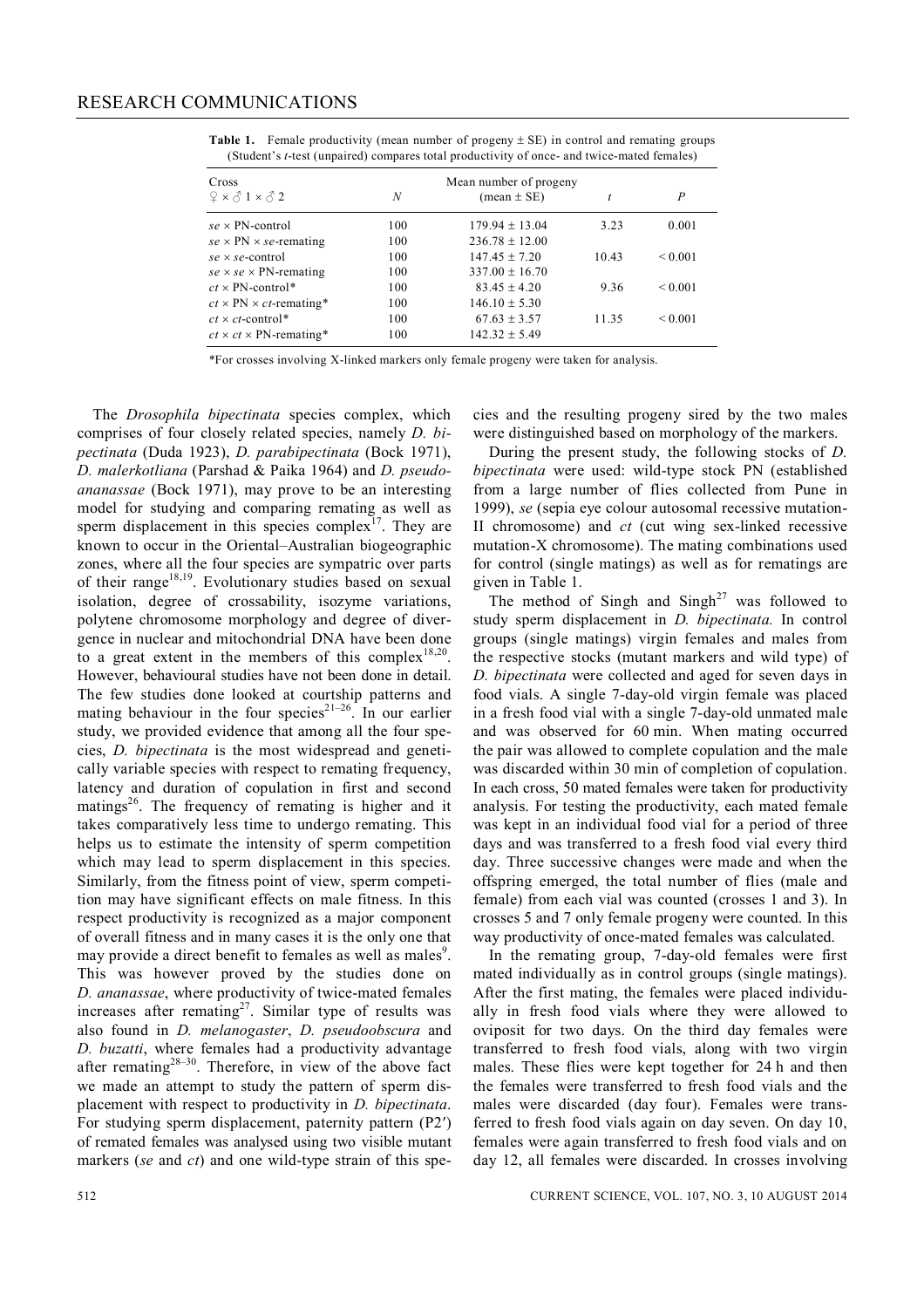**Table 1.** Female productivity (mean number of progeny ± SE) in control and remating groups (Student's *t*-test (unpaired) compares total productivity of once- and twice-mated females)

| Cross ♀ × ♂ 1 × ♂ 2 | *N* | Mean number of progeny (mean ± SE) | *t* | *P* |
|---|---|---|---|---|
| *se* × PN-control | 100 | 179.94 ± 13.04 | 3.23 | 0.001 |
| *se* × PN × *se*-remating | 100 | 236.78 ± 12.00 | | |
| *se* × *se*-control | 100 | 147.45 ± 7.20 | 10.43 | < 0.001 |
| *se* × *se* × PN-remating | 100 | 337.00 ± 16.70 | | |
| *ct* × PN-control* | 100 | 83.45 ± 4.20 | 9.36 | < 0.001 |
| *ct* × PN × *ct*-remating* | 100 | 146.10 ± 5.30 | | |
| *ct* × *ct*-control* | 100 | 67.63 ± 3.57 | 11.35 | < 0.001 |
| *ct* × *ct* × PN-remating* | 100 | 142.32 ± 5.49 | | |

*For crosses involving X-linked markers only female progeny were taken for analysis.

The *Drosophila bipectinata* species complex, which comprises of four closely related species, namely *D. bipectinata* (Duda 1923), *D. parabipectinata* (Bock 1971), *D. malerkotliana* (Parshad & Paika 1964) and *D. pseudoananassae* (Bock 1971), may prove to be an interesting model for studying and comparing remating as well as sperm displacement in this species complex[17]. They are known to occur in the Oriental–Australian biogeographic zones, where all the four species are sympatric over parts of their range[18,19]. Evolutionary studies based on sexual isolation, degree of crossability, isozyme variations, polytene chromosome morphology and degree of divergence in nuclear and mitochondrial DNA have been done to a great extent in the members of this complex[18,20]. However, behavioural studies have not been done in detail. The few studies done looked at courtship patterns and mating behaviour in the four species[21–26]. In our earlier study, we provided evidence that among all the four species, *D. bipectinata* is the most widespread and genetically variable species with respect to remating frequency, latency and duration of copulation in first and second matings[26]. The frequency of remating is higher and it takes comparatively less time to undergo remating. This helps us to estimate the intensity of sperm competition which may lead to sperm displacement in this species. Similarly, from the fitness point of view, sperm competition may have significant effects on male fitness. In this respect productivity is recognized as a major component of overall fitness and in many cases it is the only one that may provide a direct benefit to females as well as males[9]. This was however proved by the studies done on *D. ananassae*, where productivity of twice-mated females increases after remating[27]. Similar type of results was also found in *D. melanogaster*, *D. pseudoobscura* and *D. buzatti*, where females had a productivity advantage after remating[28–30]. Therefore, in view of the above fact we made an attempt to study the pattern of sperm displacement with respect to productivity in *D. bipectinata*. For studying sperm displacement, paternity pattern (P2′) of remated females was analysed using two visible mutant markers (*se* and *ct*) and one wild-type strain of this species and the resulting progeny sired by the two males were distinguished based on morphology of the markers.

During the present study, the following stocks of *D. bipectinata* were used: wild-type stock PN (established from a large number of flies collected from Pune in 1999), *se* (sepia eye colour autosomal recessive mutation-II chromosome) and *ct* (cut wing sex-linked recessive mutation-X chromosome). The mating combinations used for control (single matings) as well as for rematings are given in Table 1.

The method of Singh and Singh[27] was followed to study sperm displacement in *D. bipectinata.* In control groups (single matings) virgin females and males from the respective stocks (mutant markers and wild type) of *D. bipectinata* were collected and aged for seven days in food vials. A single 7-day-old virgin female was placed in a fresh food vial with a single 7-day-old unmated male and was observed for 60 min. When mating occurred the pair was allowed to complete copulation and the male was discarded within 30 min of completion of copulation. In each cross, 50 mated females were taken for productivity analysis. For testing the productivity, each mated female was kept in an individual food vial for a period of three days and was transferred to a fresh food vial every third day. Three successive changes were made and when the offspring emerged, the total number of flies (male and female) from each vial was counted (crosses 1 and 3). In crosses 5 and 7 only female progeny were counted. In this way productivity of once-mated females was calculated.

In the remating group, 7-day-old females were first mated individually as in control groups (single matings). After the first mating, the females were placed individually in fresh food vials where they were allowed to oviposit for two days. On the third day females were transferred to fresh food vials, along with two virgin males. These flies were kept together for 24 h and then the females were transferred to fresh food vials and the males were discarded (day four). Females were transferred to fresh food vials again on day seven. On day 10, females were again transferred to fresh food vials and on day 12, all females were discarded. In crosses involving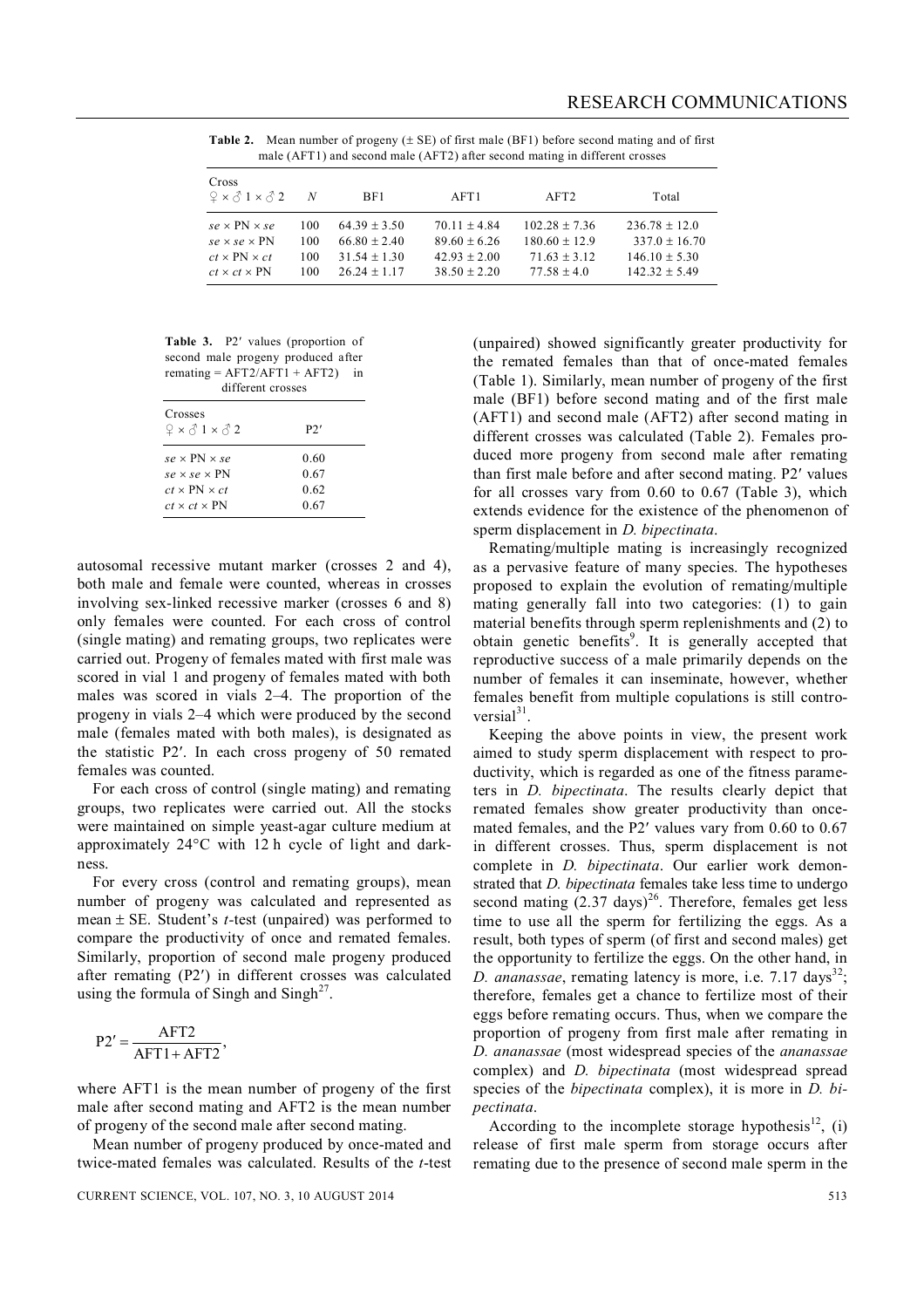**Table 2.** Mean number of progeny (± SE) of first male (BF1) before second mating and of first male (AFT1) and second male (AFT2) after second mating in different crosses

| Cross ♀ × ♂ 1 × ♂ 2 | *N* | BF1 | AFT1 | AFT2 | Total |
|---|---|---|---|---|---|
| *se* × PN × *se* | 100 | 64.39 ± 3.50 | 70.11 ± 4.84 | 102.28 ± 7.36 | 236.78 ± 12.0 |
| *se* × *se* × PN | 100 | 66.80 ± 2.40 | 89.60 ± 6.26 | 180.60 ± 12.9 | 337.0 ± 16.70 |
| *ct* × PN × *ct* | 100 | 31.54 ± 1.30 | 42.93 ± 2.00 | 71.63 ± 3.12 | 146.10 ± 5.30 |
| *ct* × *ct* × PN | 100 | 26.24 ± 1.17 | 38.50 ± 2.20 | 77.58 ± 4.0 | 142.32 ± 5.49 |

**Table 3.** P2′ values (proportion of second male progeny produced after remating = AFT2/AFT1 + AFT2) in different crosses

| Crosses ♀ × ♂ 1 × ♂ 2 | P2′ |
|---|---|
| *se* × PN × *se* | 0.60 |
| *se* × *se* × PN | 0.67 |
| *ct* × PN × *ct* | 0.62 |
| *ct* × *ct* × PN | 0.67 |

autosomal recessive mutant marker (crosses 2 and 4), both male and female were counted, whereas in crosses involving sex-linked recessive marker (crosses 6 and 8) only females were counted. For each cross of control (single mating) and remating groups, two replicates were carried out. Progeny of females mated with first male was scored in vial 1 and progeny of females mated with both males was scored in vials 2–4. The proportion of the progeny in vials 2–4 which were produced by the second male (females mated with both males), is designated as the statistic P2′. In each cross progeny of 50 remated females was counted.

For each cross of control (single mating) and remating groups, two replicates were carried out. All the stocks were maintained on simple yeast-agar culture medium at approximately 24°C with 12 h cycle of light and darkness.

For every cross (control and remating groups), mean number of progeny was calculated and represented as mean ± SE. Student's *t*-test (unpaired) was performed to compare the productivity of once and remated females. Similarly, proportion of second male progeny produced after remating (P2′) in different crosses was calculated using the formula of Singh and Singh[27].

$$P2' = \frac{\text{AFT2}}{\text{AFT1} + \text{AFT2}},$$

where AFT1 is the mean number of progeny of the first male after second mating and AFT2 is the mean number of progeny of the second male after second mating.

Mean number of progeny produced by once-mated and twice-mated females was calculated. Results of the *t*-test (unpaired) showed significantly greater productivity for the remated females than that of once-mated females (Table 1). Similarly, mean number of progeny of the first male (BF1) before second mating and of the first male (AFT1) and second male (AFT2) after second mating in different crosses was calculated (Table 2). Females produced more progeny from second male after remating than first male before and after second mating. P2′ values for all crosses vary from 0.60 to 0.67 (Table 3), which extends evidence for the existence of the phenomenon of sperm displacement in *D. bipectinata*.

Remating/multiple mating is increasingly recognized as a pervasive feature of many species. The hypotheses proposed to explain the evolution of remating/multiple mating generally fall into two categories: (1) to gain material benefits through sperm replenishments and (2) to obtain genetic benefits[9]. It is generally accepted that reproductive success of a male primarily depends on the number of females it can inseminate, however, whether females benefit from multiple copulations is still controversial[31].

Keeping the above points in view, the present work aimed to study sperm displacement with respect to productivity, which is regarded as one of the fitness parameters in *D. bipectinata*. The results clearly depict that remated females show greater productivity than once-mated females, and the P2′ values vary from 0.60 to 0.67 in different crosses. Thus, sperm displacement is not complete in *D. bipectinata*. Our earlier work demonstrated that *D. bipectinata* females take less time to undergo second mating (2.37 days)[26]. Therefore, females get less time to use all the sperm for fertilizing the eggs. As a result, both types of sperm (of first and second males) get the opportunity to fertilize the eggs. On the other hand, in *D. ananassae*, remating latency is more, i.e. 7.17 days[32]; therefore, females get a chance to fertilize most of their eggs before remating occurs. Thus, when we compare the proportion of progeny from first male after remating in *D. ananassae* (most widespread species of the *ananassae* complex) and *D. bipectinata* (most widespread spread species of the *bipectinata* complex), it is more in *D. bipectinata*.

According to the incomplete storage hypothesis[12], (i) release of first male sperm from storage occurs after remating due to the presence of second male sperm in the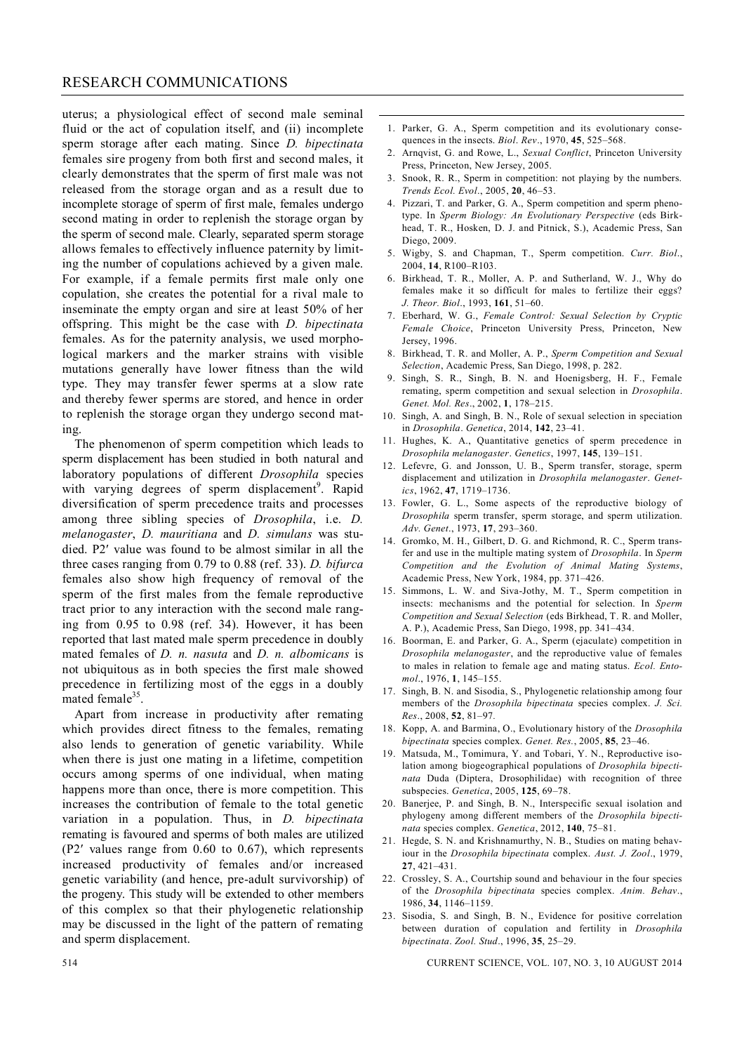uterus; a physiological effect of second male seminal fluid or the act of copulation itself, and (ii) incomplete sperm storage after each mating. Since *D. bipectinata* females sire progeny from both first and second males, it clearly demonstrates that the sperm of first male was not released from the storage organ and as a result due to incomplete storage of sperm of first male, females undergo second mating in order to replenish the storage organ by the sperm of second male. Clearly, separated sperm storage allows females to effectively influence paternity by limiting the number of copulations achieved by a given male. For example, if a female permits first male only one copulation, she creates the potential for a rival male to inseminate the empty organ and sire at least 50% of her offspring. This might be the case with *D. bipectinata* females. As for the paternity analysis, we used morphological markers and the marker strains with visible mutations generally have lower fitness than the wild type. They may transfer fewer sperms at a slow rate and thereby fewer sperms are stored, and hence in order to replenish the storage organ they undergo second mating.

The phenomenon of sperm competition which leads to sperm displacement has been studied in both natural and laboratory populations of different *Drosophila* species with varying degrees of sperm displacement[9]. Rapid diversification of sperm precedence traits and processes among three sibling species of *Drosophila*, i.e. *D. melanogaster*, *D. mauritiana* and *D. simulans* was studied. P2′ value was found to be almost similar in all the three cases ranging from 0.79 to 0.88 (ref. 33). *D. bifurca* females also show high frequency of removal of the sperm of the first males from the female reproductive tract prior to any interaction with the second male ranging from 0.95 to 0.98 (ref. 34). However, it has been reported that last mated male sperm precedence in doubly mated females of *D. n. nasuta* and *D. n. albomicans* is not ubiquitous as in both species the first male showed precedence in fertilizing most of the eggs in a doubly mated female[35].

Apart from increase in productivity after remating which provides direct fitness to the females, remating also lends to generation of genetic variability. While when there is just one mating in a lifetime, competition occurs among sperms of one individual, when mating happens more than once, there is more competition. This increases the contribution of female to the total genetic variation in a population. Thus, in *D. bipectinata* remating is favoured and sperms of both males are utilized (P2′ values range from 0.60 to 0.67), which represents increased productivity of females and/or increased genetic variability (and hence, pre-adult survivorship) of the progeny. This study will be extended to other members of this complex so that their phylogenetic relationship may be discussed in the light of the pattern of remating and sperm displacement.

1. Parker, G. A., Sperm competition and its evolutionary consequences in the insects. *Biol. Rev*., 1970, **45**, 525–568.
2. Arnqvist, G. and Rowe, L., *Sexual Conflict*, Princeton University Press, Princeton, New Jersey, 2005.
3. Snook, R. R., Sperm in competition: not playing by the numbers. *Trends Ecol. Evol*., 2005, **20**, 46–53.
4. Pizzari, T. and Parker, G. A., Sperm competition and sperm phenotype. In *Sperm Biology: An Evolutionary Perspective* (eds Birkhead, T. R., Hosken, D. J. and Pitnick, S.), Academic Press, San Diego, 2009.
5. Wigby, S. and Chapman, T., Sperm competition. *Curr. Biol*., 2004, **14**, R100–R103.
6. Birkhead, T. R., Moller, A. P. and Sutherland, W. J., Why do females make it so difficult for males to fertilize their eggs? *J. Theor. Biol*., 1993, **161**, 51–60.
7. Eberhard, W. G., *Female Control: Sexual Selection by Cryptic Female Choice*, Princeton University Press, Princeton, New Jersey, 1996.
8. Birkhead, T. R. and Moller, A. P., *Sperm Competition and Sexual Selection*, Academic Press, San Diego, 1998, p. 282.
9. Singh, S. R., Singh, B. N. and Hoenigsberg, H. F., Female remating, sperm competition and sexual selection in *Drosophila*. *Genet. Mol. Res*., 2002, **1**, 178–215.
10. Singh, A. and Singh, B. N., Role of sexual selection in speciation in *Drosophila*. *Genetica*, 2014, **142**, 23–41.
11. Hughes, K. A., Quantitative genetics of sperm precedence in *Drosophila melanogaster*. *Genetics*, 1997, **145**, 139–151.
12. Lefevre, G. and Jonsson, U. B., Sperm transfer, storage, sperm displacement and utilization in *Drosophila melanogaster*. *Genetics*, 1962, **47**, 1719–1736.
13. Fowler, G. L., Some aspects of the reproductive biology of *Drosophila* sperm transfer, sperm storage, and sperm utilization. *Adv. Genet*., 1973, **17**, 293–360.
14. Gromko, M. H., Gilbert, D. G. and Richmond, R. C., Sperm transfer and use in the multiple mating system of *Drosophila*. In *Sperm Competition and the Evolution of Animal Mating Systems*, Academic Press, New York, 1984, pp. 371–426.
15. Simmons, L. W. and Siva-Jothy, M. T., Sperm competition in insects: mechanisms and the potential for selection. In *Sperm Competition and Sexual Selection* (eds Birkhead, T. R. and Moller, A. P.), Academic Press, San Diego, 1998, pp. 341–434.
16. Boorman, E. and Parker, G. A., Sperm (ejaculate) competition in *Drosophila melanogaster*, and the reproductive value of females to males in relation to female age and mating status. *Ecol. Entomol*., 1976, **1**, 145–155.
17. Singh, B. N. and Sisodia, S., Phylogenetic relationship among four members of the *Drosophila bipectinata* species complex. *J. Sci. Res*., 2008, **52**, 81–97.
18. Kopp, A. and Barmina, O., Evolutionary history of the *Drosophila bipectinata* species complex. *Genet. Res*., 2005, **85**, 23–46.
19. Matsuda, M., Tomimura, Y. and Tobari, Y. N., Reproductive isolation among biogeographical populations of *Drosophila bipectinata* Duda (Diptera, Drosophilidae) with recognition of three subspecies. *Genetica*, 2005, **125**, 69–78.
20. Banerjee, P. and Singh, B. N., Interspecific sexual isolation and phylogeny among different members of the *Drosophila bipectinata* species complex. *Genetica*, 2012, **140**, 75–81.
21. Hegde, S. N. and Krishnamurthy, N. B., Studies on mating behaviour in the *Drosophila bipectinata* complex. *Aust. J. Zool*., 1979, **27**, 421–431.
22. Crossley, S. A., Courtship sound and behaviour in the four species of the *Drosophila bipectinata* species complex. *Anim. Behav*., 1986, **34**, 1146–1159.
23. Sisodia, S. and Singh, B. N., Evidence for positive correlation between duration of copulation and fertility in *Drosophila bipectinata*. *Zool. Stud*., 1996, **35**, 25–29.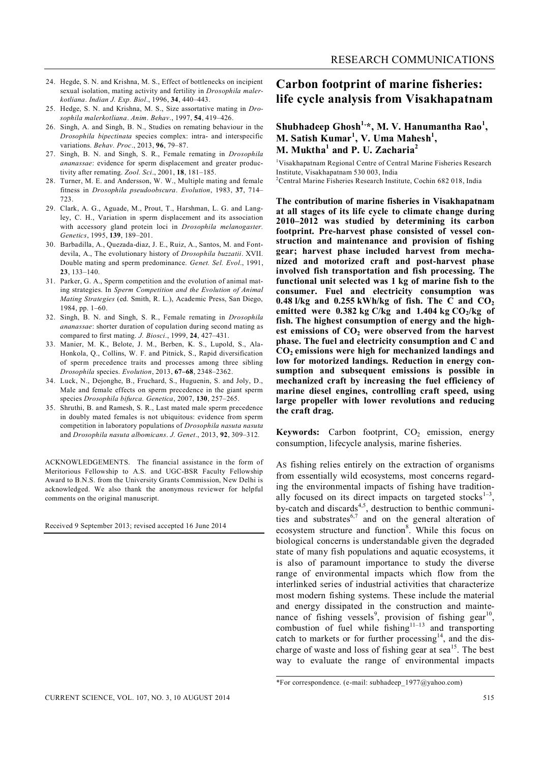24. Hegde, S. N. and Krishna, M. S., Effect of bottlenecks on incipient sexual isolation, mating activity and fertility in *Drosophila malerkotliana*. *Indian J. Exp. Biol*., 1996, **34**, 440–443.
25. Hedge, S. N. and Krishna, M. S., Size assortative mating in *Drosophila malerkotliana*. *Anim. Behav*., 1997, **54**, 419–426.
26. Singh, A. and Singh, B. N., Studies on remating behaviour in the *Drosophila bipectinata* species complex: intra- and interspecific variations. *Behav. Proc*., 2013, **96**, 79–87.
27. Singh, B. N. and Singh, S. R., Female remating in *Drosophila ananassae*: evidence for sperm displacement and greater productivity after remating. *Zool. Sci*., 2001, **18**, 181–185.
28. Turner, M. E. and Andersson, W. W., Multiple mating and female fitness in *Drosophila pseudoobscura*. *Evolution*, 1983, **37**, 714–723.
29. Clark, A. G., Aguade, M., Prout, T., Harshman, L. G. and Langley, C. H., Variation in sperm displacement and its association with accessory gland protein loci in *Drosophila melanogaster. Genetics*, 1995, **139**, 189–201.
30. Barbadilla, A., Quezada-diaz, J. E., Ruiz, A., Santos, M. and Fontdevila, A., The evolutionary history of *Drosophila buzzatii*. XVII. Double mating and sperm predominance. *Genet. Sel. Evol*., 1991, **23**, 133–140.
31. Parker, G. A., Sperm competition and the evolution of animal mating strategies. In *Sperm Competition and the Evolution of Animal Mating Strategies* (ed. Smith, R. L.), Academic Press, San Diego, 1984, pp. 1–60.
32. Singh, B. N. and Singh, S. R., Female remating in *Drosophila ananassae*: shorter duration of copulation during second mating as compared to first mating. *J. Biosci*., 1999, **24**, 427–431.
33. Manier, M. K., Belote, J. M., Berben, K. S., Lupold, S., Ala-Honkola, Q., Collins, W. F. and Pitnick, S., Rapid diversification of sperm precedence traits and processes among three sibling *Drosophila* species. *Evolution*, 2013, **67–68**, 2348–2362.
34. Luck, N., Dejonghe, B., Fruchard, S., Huguenin, S. and Joly, D., Male and female effects on sperm precedence in the giant sperm species *Drosophila bifurca. Genetica*, 2007, **130**, 257–265.
35. Shruthi, B. and Ramesh, S. R., Last mated male sperm precedence in doubly mated females is not ubiquitous: evidence from sperm competition in laboratory populations of *Drosophila nasuta nasuta* and *Drosophila nasuta albomicans*. *J. Genet*., 2013, **92**, 309–312.

ACKNOWLEDGEMENTS. The financial assistance in the form of Meritorious Fellowship to A.S. and UGC-BSR Faculty Fellowship Award to B.N.S. from the University Grants Commission, New Delhi is acknowledged. We also thank the anonymous reviewer for helpful comments on the original manuscript.

Received 9 September 2013; revised accepted 16 June 2014

# Carbon footprint of marine fisheries: life cycle analysis from Visakhapatnam

**Shubhadeep Ghosh[1,*], M. V. Hanumantha Rao[1], M. Satish Kumar[1], V. Uma Mahesh[1], M. Muktha[1] and P. U. Zacharia[2]**

[1]Visakhapatnam Regional Centre of Central Marine Fisheries Research Institute, Visakhapatnam 530 003, India
[2]Central Marine Fisheries Research Institute, Cochin 682 018, India

**The contribution of marine fisheries in Visakhapatnam at all stages of its life cycle to climate change during 2010–2012 was studied by determining its carbon footprint. Pre-harvest phase consisted of vessel construction and maintenance and provision of fishing gear; harvest phase included harvest from mechanized and motorized craft and post-harvest phase involved fish transportation and fish processing. The functional unit selected was 1 kg of marine fish to the consumer. Fuel and electricity consumption was 0.48 l/kg and 0.255 kWh/kg of fish. The C and $CO_2$ emitted were 0.382 kg C/kg and 1.404 kg $CO_2$/kg of fish. The highest consumption of energy and the highest emissions of $CO_2$ were observed from the harvest phase. The fuel and electricity consumption and C and $CO_2$ emissions were high for mechanized landings and low for motorized landings. Reduction in energy consumption and subsequent emissions is possible in mechanized craft by increasing the fuel efficiency of marine diesel engines, controlling craft speed, using large propeller with lower revolutions and reducing the craft drag.**

**Keywords:** Carbon footprint, $CO_2$ emission, energy consumption, lifecycle analysis, marine fisheries.

As fishing relies entirely on the extraction of organisms from essentially wild ecosystems, most concerns regarding the environmental impacts of fishing have traditionally focused on its direct impacts on targeted stocks[1–3], by-catch and discards[4,5], destruction to benthic communities and substrates[6,7] and on the general alteration of ecosystem structure and function[8]. While this focus on biological concerns is understandable given the degraded state of many fish populations and aquatic ecosystems, it is also of paramount importance to study the diverse range of environmental impacts which flow from the interlinked series of industrial activities that characterize most modern fishing systems. These include the material and energy dissipated in the construction and maintenance of fishing vessels[9], provision of fishing gear[10], combustion of fuel while fishing[11–13] and transporting catch to markets or for further processing[14], and the discharge of waste and loss of fishing gear at sea[15]. The best way to evaluate the range of environmental impacts

*For correspondence. (e-mail: subhadeep_1977@yahoo.com)